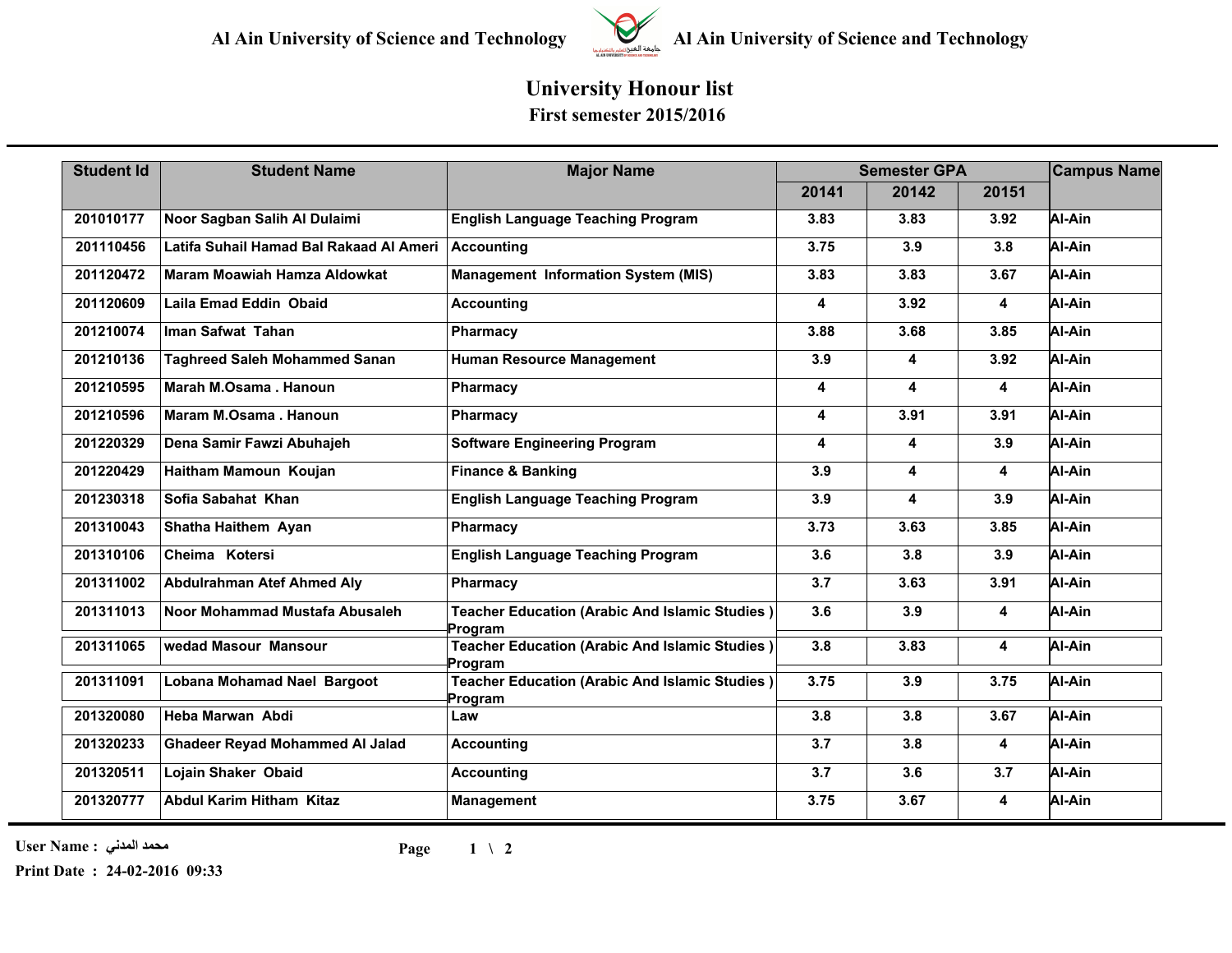Al Ain University of Science and Technology — Al Ain University of Science and Technology

# University Honour list

## First semester 2015/2016

| Student Id | Student Name | Major Name | Semester GPA | | | Campus Name |
|---|---|---|---|---|---|---|
| | | | 20141 | 20142 | 20151 | |
| 201010177 | Noor Sagban Salih Al Dulaimi | English Language Teaching Program | 3.83 | 3.83 | 3.92 | Al-Ain |
| 201110456 | Latifa Suhail Hamad Bal Rakaad Al Ameri | Accounting | 3.75 | 3.9 | 3.8 | Al-Ain |
| 201120472 | Maram Moawiah Hamza Aldowkat | Management Information System (MIS) | 3.83 | 3.83 | 3.67 | Al-Ain |
| 201120609 | Laila Emad Eddin Obaid | Accounting | 4 | 3.92 | 4 | Al-Ain |
| 201210074 | Iman Safwat Tahan | Pharmacy | 3.88 | 3.68 | 3.85 | Al-Ain |
| 201210136 | Taghreed Saleh Mohammed Sanan | Human Resource Management | 3.9 | 4 | 3.92 | Al-Ain |
| 201210595 | Marah M.Osama . Hanoun | Pharmacy | 4 | 4 | 4 | Al-Ain |
| 201210596 | Maram M.Osama . Hanoun | Pharmacy | 4 | 3.91 | 3.91 | Al-Ain |
| 201220329 | Dena Samir Fawzi Abuhajeh | Software Engineering Program | 4 | 4 | 3.9 | Al-Ain |
| 201220429 | Haitham Mamoun Koujan | Finance & Banking | 3.9 | 4 | 4 | Al-Ain |
| 201230318 | Sofia Sabahat Khan | English Language Teaching Program | 3.9 | 4 | 3.9 | Al-Ain |
| 201310043 | Shatha Haithem Ayan | Pharmacy | 3.73 | 3.63 | 3.85 | Al-Ain |
| 201310106 | Cheima Kotersi | English Language Teaching Program | 3.6 | 3.8 | 3.9 | Al-Ain |
| 201311002 | Abdulrahman Atef Ahmed Aly | Pharmacy | 3.7 | 3.63 | 3.91 | Al-Ain |
| 201311013 | Noor Mohammad Mustafa Abusaleh | Teacher Education (Arabic And Islamic Studies ) Program | 3.6 | 3.9 | 4 | Al-Ain |
| 201311065 | wedad Masour Mansour | Teacher Education (Arabic And Islamic Studies ) Program | 3.8 | 3.83 | 4 | Al-Ain |
| 201311091 | Lobana Mohamad Nael Bargoot | Teacher Education (Arabic And Islamic Studies ) Program | 3.75 | 3.9 | 3.75 | Al-Ain |
| 201320080 | Heba Marwan Abdi | Law | 3.8 | 3.8 | 3.67 | Al-Ain |
| 201320233 | Ghadeer Reyad Mohammed Al Jalad | Accounting | 3.7 | 3.8 | 4 | Al-Ain |
| 201320511 | Lojain Shaker Obaid | Accounting | 3.7 | 3.6 | 3.7 | Al-Ain |
| 201320777 | Abdul Karim Hitham Kitaz | Management | 3.75 | 3.67 | 4 | Al-Ain |

User Name : محمد المدني

Print Date : 24-02-2016 09:33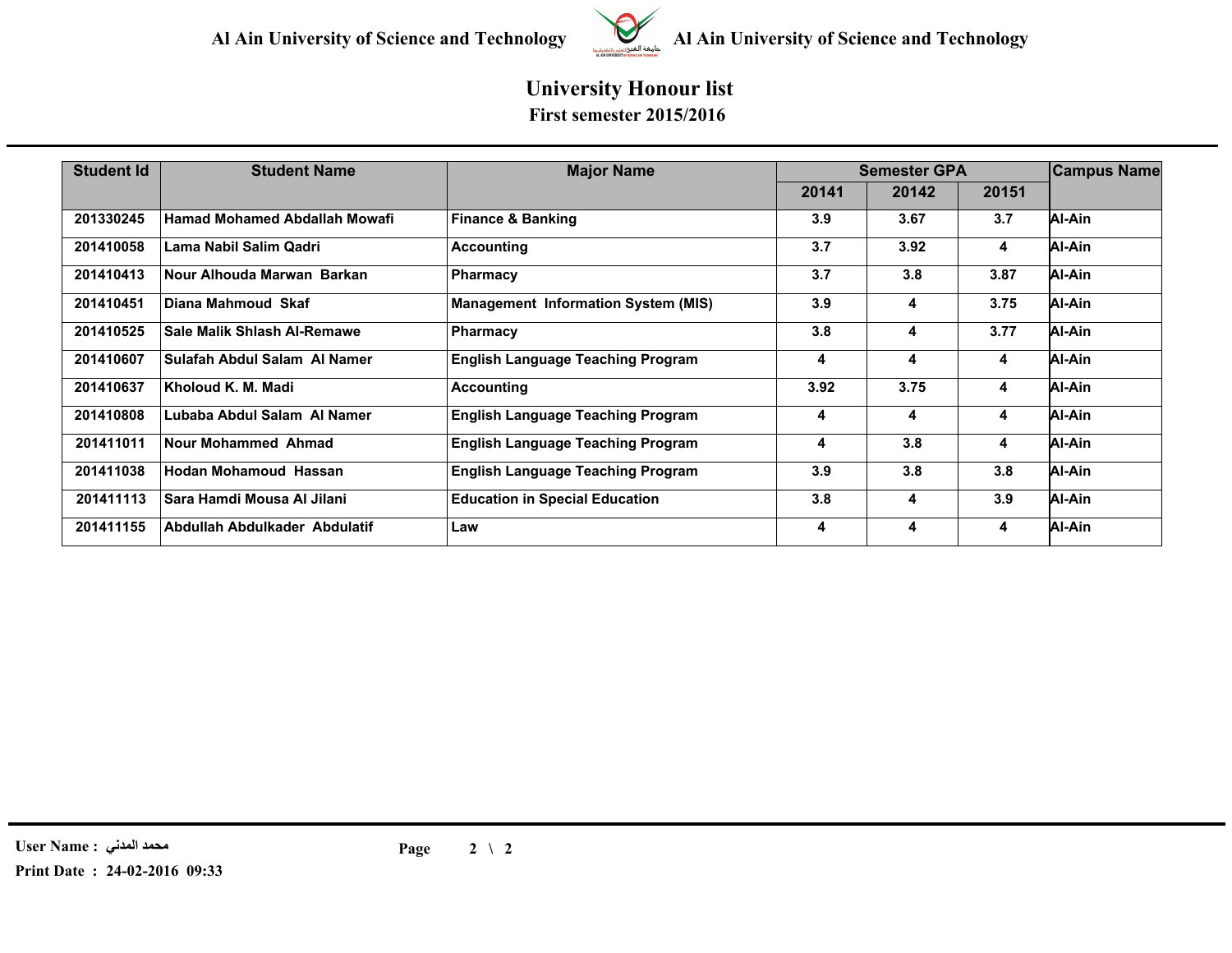# Al Ain University of Science and Technology

## University Honour list

### First semester 2015/2016

| Student Id | Student Name | Major Name | Semester GPA | | | Campus Name |
|---|---|---|---|---|---|---|
| | | | 20141 | 20142 | 20151 | |
| 201330245 | Hamad Mohamed Abdallah Mowafi | Finance & Banking | 3.9 | 3.67 | 3.7 | Al-Ain |
| 201410058 | Lama Nabil Salim Qadri | Accounting | 3.7 | 3.92 | 4 | Al-Ain |
| 201410413 | Nour Alhouda Marwan Barkan | Pharmacy | 3.7 | 3.8 | 3.87 | Al-Ain |
| 201410451 | Diana Mahmoud Skaf | Management Information System (MIS) | 3.9 | 4 | 3.75 | Al-Ain |
| 201410525 | Sale Malik Shlash Al-Remawe | Pharmacy | 3.8 | 4 | 3.77 | Al-Ain |
| 201410607 | Sulafah Abdul Salam Al Namer | English Language Teaching Program | 4 | 4 | 4 | Al-Ain |
| 201410637 | Kholoud K. M. Madi | Accounting | 3.92 | 3.75 | 4 | Al-Ain |
| 201410808 | Lubaba Abdul Salam Al Namer | English Language Teaching Program | 4 | 4 | 4 | Al-Ain |
| 201411011 | Nour Mohammed Ahmad | English Language Teaching Program | 4 | 3.8 | 4 | Al-Ain |
| 201411038 | Hodan Mohamoud Hassan | English Language Teaching Program | 3.9 | 3.8 | 3.8 | Al-Ain |
| 201411113 | Sara Hamdi Mousa Al Jilani | Education in Special Education | 3.8 | 4 | 3.9 | Al-Ain |
| 201411155 | Abdullah Abdulkader Abdulatif | Law | 4 | 4 | 4 | Al-Ain |

User Name : محمد المدني

Print Date : 24-02-2016 09:33